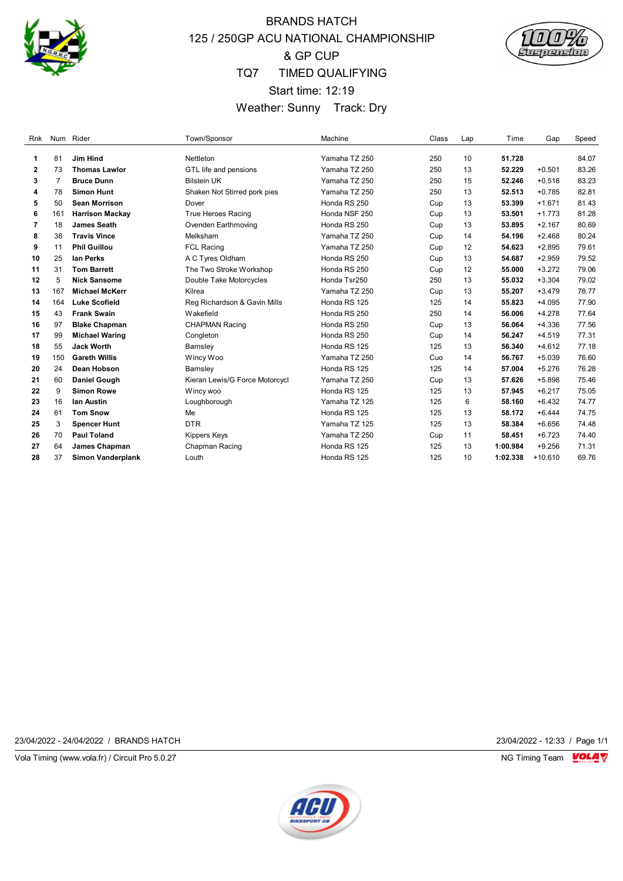# BRANDS HATCH

## 125 / 250GP ACU NATIONAL CHAMPIONSHIP & GP CUP

## TQ7 TIMED QUALIFYING

Start time: 12:19

Weather: Sunny Track: Dry

| Rnk | Num | Rider | Town/Sponsor | Machine | Class | Lap | Time | Gap | Speed |
|---|---|---|---|---|---|---|---|---|---|
| 1 | 81 | **Jim Hind** | Nettleton | Yamaha TZ 250 | 250 | 10 | **51.728** | | 84.07 |
| 2 | 73 | **Thomas Lawlor** | GTL life and pensions | Yamaha TZ 250 | 250 | 13 | **52.229** | +0.501 | 83.26 |
| 3 | 7 | **Bruce Dunn** | Bilstein UK | Yamaha TZ 250 | 250 | 15 | **52.246** | +0.518 | 83.23 |
| 4 | 78 | **Simon Hunt** | Shaken Not Stirred pork pies | Yamaha TZ 250 | 250 | 13 | **52.513** | +0.785 | 82.81 |
| 5 | 50 | **Sean Morrison** | Dover | Honda RS 250 | Cup | 13 | **53.399** | +1.671 | 81.43 |
| 6 | 161 | **Harrison Mackay** | True Heroes Racing | Honda NSF 250 | Cup | 13 | **53.501** | +1.773 | 81.28 |
| 7 | 18 | **James Seath** | Ovenden Earthmoving | Honda RS 250 | Cup | 13 | **53.895** | +2.167 | 80.69 |
| 8 | 38 | **Travis Vince** | Melksham | Yamaha TZ 250 | Cup | 14 | **54.196** | +2.468 | 80.24 |
| 9 | 11 | **Phil Guillou** | FCL Racing | Yamaha TZ 250 | Cup | 12 | **54.623** | +2.895 | 79.61 |
| 10 | 25 | **Ian Perks** | A C Tyres Oldham | Honda RS 250 | Cup | 13 | **54.687** | +2.959 | 79.52 |
| 11 | 31 | **Tom Barrett** | The Two Stroke Workshop | Honda RS 250 | Cup | 12 | **55.000** | +3.272 | 79.06 |
| 12 | 5 | **Nick Sansome** | Double Take Motorcycles | Honda Tsr250 | 250 | 13 | **55.032** | +3.304 | 79.02 |
| 13 | 167 | **Michael McKerr** | Kilrea | Yamaha TZ 250 | Cup | 13 | **55.207** | +3.479 | 78.77 |
| 14 | 164 | **Luke Scofield** | Reg Richardson & Gavin Mills | Honda RS 125 | 125 | 14 | **55.823** | +4.095 | 77.90 |
| 15 | 43 | **Frank Swain** | Wakefield | Honda RS 250 | 250 | 14 | **56.006** | +4.278 | 77.64 |
| 16 | 97 | **Blake Chapman** | CHAPMAN Racing | Honda RS 250 | Cup | 13 | **56.064** | +4.336 | 77.56 |
| 17 | 99 | **Michael Waring** | Congleton | Honda RS 250 | Cup | 14 | **56.247** | +4.519 | 77.31 |
| 18 | 55 | **Jack Worth** | Barnsley | Honda RS 125 | 125 | 13 | **56.340** | +4.612 | 77.18 |
| 19 | 150 | **Gareth Willis** | Wincy Woo | Yamaha TZ 250 | Cuo | 14 | **56.767** | +5.039 | 76.60 |
| 20 | 24 | **Dean Hobson** | Barnsley | Honda RS 125 | 125 | 14 | **57.004** | +5.276 | 76.28 |
| 21 | 60 | **Daniel Gough** | Kieran Lewis/G Force Motorcycl | Yamaha TZ 250 | Cup | 13 | **57.626** | +5.898 | 75.46 |
| 22 | 9 | **Simon Rowe** | Wincy woo | Honda RS 125 | 125 | 13 | **57.945** | +6.217 | 75.05 |
| 23 | 16 | **Ian Austin** | Loughborough | Yamaha TZ 125 | 125 | 6 | **58.160** | +6.432 | 74.77 |
| 24 | 61 | **Tom Snow** | Me | Honda RS 125 | 125 | 13 | **58.172** | +6.444 | 74.75 |
| 25 | 3 | **Spencer Hunt** | DTR | Yamaha TZ 125 | 125 | 13 | **58.384** | +6.656 | 74.48 |
| 26 | 70 | **Paul Toland** | Kippers Keys | Yamaha TZ 250 | Cup | 11 | **58.451** | +6.723 | 74.40 |
| 27 | 64 | **James Chapman** | Chapman Racing | Honda RS 125 | 125 | 13 | **1:00.984** | +9.256 | 71.31 |
| 28 | 37 | **Simon Vanderplank** | Louth | Honda RS 125 | 125 | 10 | **1:02.338** | +10.610 | 69.76 |

23/04/2022 - 24/04/2022 / BRANDS HATCH

23/04/2022 - 12:33

Vola Timing (www.vola.fr) / Circuit Pro 5.0.27

NG Timing Team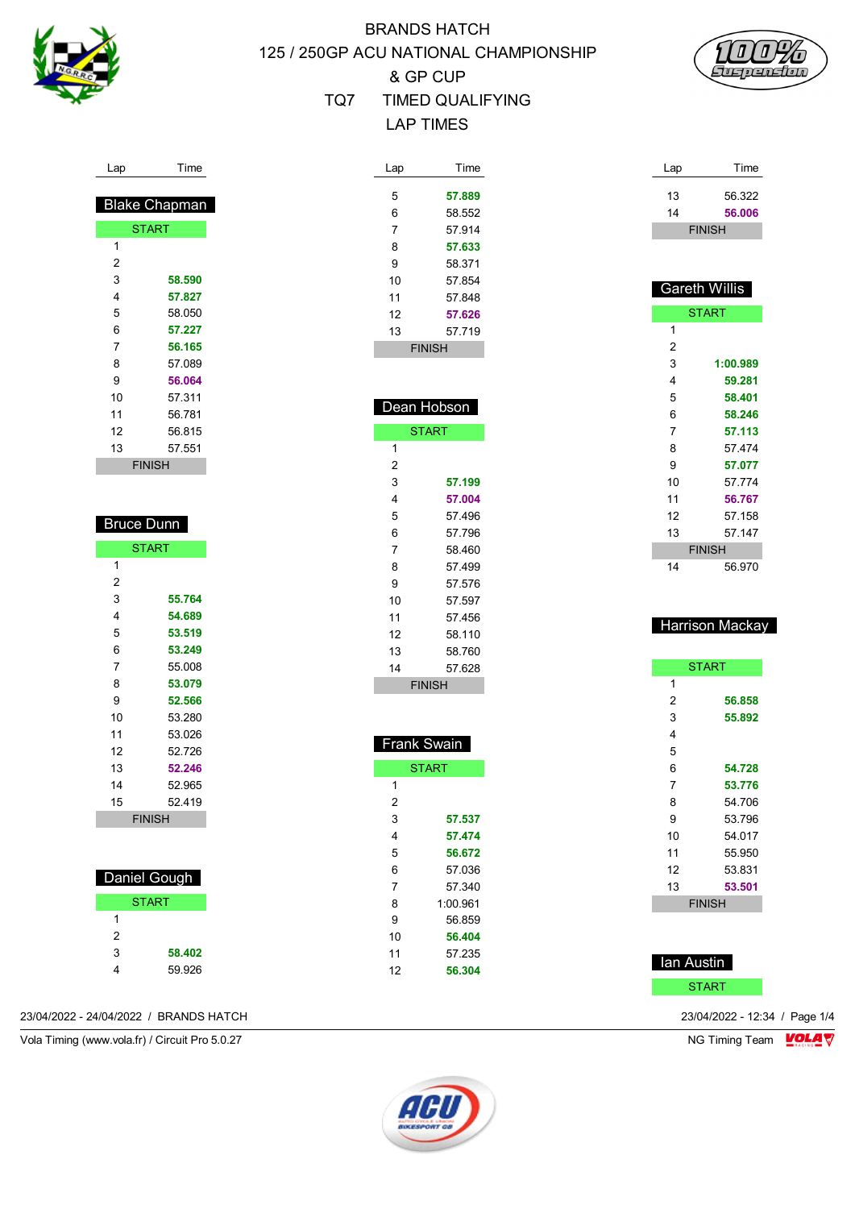BRANDS HATCH

125 / 250GP ACU NATIONAL CHAMPIONSHIP

& GP CUP

TQ7 TIMED QUALIFYING

LAP TIMES

## Blake Chapman

| Lap | Time |
|---|---|
| START | |
| 1 | |
| 2 | |
| 3 | **58.590** |
| 4 | **57.827** |
| 5 | 58.050 |
| 6 | **57.227** |
| 7 | **56.165** |
| 8 | 57.089 |
| 9 | **56.064** |
| 10 | 57.311 |
| 11 | 56.781 |
| 12 | 56.815 |
| 13 | 57.551 |
| FINISH | |

## Bruce Dunn

| Lap | Time |
|---|---|
| START | |
| 1 | |
| 2 | |
| 3 | **55.764** |
| 4 | **54.689** |
| 5 | **53.519** |
| 6 | **53.249** |
| 7 | 55.008 |
| 8 | **53.079** |
| 9 | **52.566** |
| 10 | 53.280 |
| 11 | 53.026 |
| 12 | 52.726 |
| 13 | **52.246** |
| 14 | 52.965 |
| 15 | 52.419 |
| FINISH | |

## Daniel Gough

| Lap | Time |
|---|---|
| START | |
| 1 | |
| 2 | |
| 3 | **58.402** |
| 4 | 59.926 |
| 5 | **57.889** |
| 6 | 58.552 |
| 7 | 57.914 |
| 8 | **57.633** |
| 9 | 58.371 |
| 10 | 57.854 |
| 11 | 57.848 |
| 12 | **57.626** |
| 13 | 57.719 |
| FINISH | |

## Dean Hobson

| Lap | Time |
|---|---|
| START | |
| 1 | |
| 2 | |
| 3 | **57.199** |
| 4 | **57.004** |
| 5 | 57.496 |
| 6 | 57.796 |
| 7 | 58.460 |
| 8 | 57.499 |
| 9 | 57.576 |
| 10 | 57.597 |
| 11 | 57.456 |
| 12 | 58.110 |
| 13 | 58.760 |
| 14 | 57.628 |
| FINISH | |

## Frank Swain

| Lap | Time |
|---|---|
| START | |
| 1 | |
| 2 | |
| 3 | **57.537** |
| 4 | **57.474** |
| 5 | **56.672** |
| 6 | 57.036 |
| 7 | 57.340 |
| 8 | 1:00.961 |
| 9 | 56.859 |
| 10 | **56.404** |
| 11 | 57.235 |
| 12 | **56.304** |
| 13 | 56.322 |
| 14 | **56.006** |
| FINISH | |

## Gareth Willis

| Lap | Time |
|---|---|
| START | |
| 1 | |
| 2 | |
| 3 | **1:00.989** |
| 4 | **59.281** |
| 5 | **58.401** |
| 6 | **58.246** |
| 7 | **57.113** |
| 8 | 57.474 |
| 9 | **57.077** |
| 10 | 57.774 |
| 11 | **56.767** |
| 12 | 57.158 |
| 13 | 57.147 |
| FINISH | |
| 14 | 56.970 |

## Harrison Mackay

| Lap | Time |
|---|---|
| START | |
| 1 | |
| 2 | **56.858** |
| 3 | **55.892** |
| 4 | |
| 5 | |
| 6 | **54.728** |
| 7 | **53.776** |
| 8 | 54.706 |
| 9 | 53.796 |
| 10 | 54.017 |
| 11 | 55.950 |
| 12 | 53.831 |
| 13 | **53.501** |
| FINISH | |

## Ian Austin

| Lap | Time |
|---|---|
| START | |

23/04/2022 - 24/04/2022 / BRANDS HATCH

23/04/2022 - 12:34

Vola Timing (www.vola.fr) / Circuit Pro 5.0.27

NG Timing Team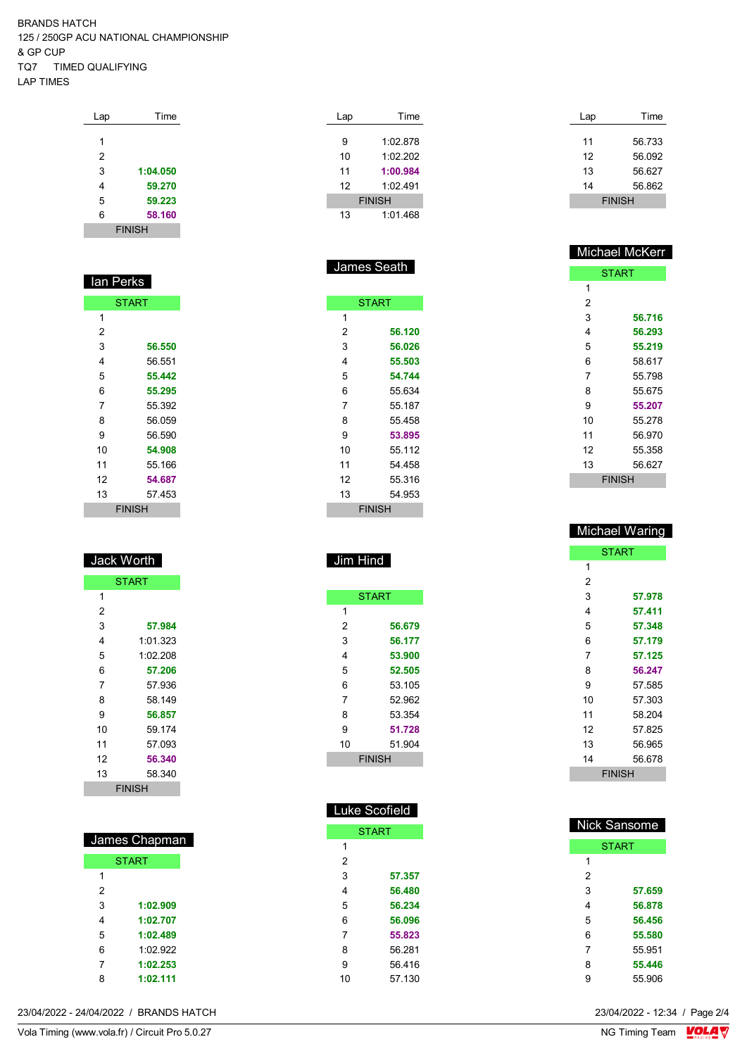BRANDS HATCH
125 / 250GP ACU NATIONAL CHAMPIONSHIP
& GP CUP
TQ7 TIMED QUALIFYING
LAP TIMES

| Lap | Time |
|---|---|
| 1 | |
| 2 | |
| 3 | 1:04.050 |
| 4 | 59.270 |
| 5 | 59.223 |
| 6 | 58.160 |
| FINISH | |

## Ian Perks

| Lap | Time |
|---|---|
| START | |
| 1 | |
| 2 | |
| 3 | 56.550 |
| 4 | 56.551 |
| 5 | 55.442 |
| 6 | 55.295 |
| 7 | 55.392 |
| 8 | 56.059 |
| 9 | 56.590 |
| 10 | 54.908 |
| 11 | 55.166 |
| 12 | 54.687 |
| 13 | 57.453 |
| FINISH | |

## Jack Worth

| Lap | Time |
|---|---|
| START | |
| 1 | |
| 2 | |
| 3 | 57.984 |
| 4 | 1:01.323 |
| 5 | 1:02.208 |
| 6 | 57.206 |
| 7 | 57.936 |
| 8 | 58.149 |
| 9 | 56.857 |
| 10 | 59.174 |
| 11 | 57.093 |
| 12 | 56.340 |
| 13 | 58.340 |
| FINISH | |

## James Chapman

| Lap | Time |
|---|---|
| START | |
| 1 | |
| 2 | |
| 3 | 1:02.909 |
| 4 | 1:02.707 |
| 5 | 1:02.489 |
| 6 | 1:02.922 |
| 7 | 1:02.253 |
| 8 | 1:02.111 |

| Lap | Time |
|---|---|
| 9 | 1:02.878 |
| 10 | 1:02.202 |
| 11 | 1:00.984 |
| 12 | 1:02.491 |
| FINISH | |
| 13 | 1:01.468 |

## James Seath

| Lap | Time |
|---|---|
| START | |
| 1 | |
| 2 | 56.120 |
| 3 | 56.026 |
| 4 | 55.503 |
| 5 | 54.744 |
| 6 | 55.634 |
| 7 | 55.187 |
| 8 | 55.458 |
| 9 | 53.895 |
| 10 | 55.112 |
| 11 | 54.458 |
| 12 | 55.316 |
| 13 | 54.953 |
| FINISH | |

## Jim Hind

| Lap | Time |
|---|---|
| START | |
| 1 | |
| 2 | 56.679 |
| 3 | 56.177 |
| 4 | 53.900 |
| 5 | 52.505 |
| 6 | 53.105 |
| 7 | 52.962 |
| 8 | 53.354 |
| 9 | 51.728 |
| 10 | 51.904 |
| FINISH | |

## Luke Scofield

| Lap | Time |
|---|---|
| START | |
| 1 | |
| 2 | |
| 3 | 57.357 |
| 4 | 56.480 |
| 5 | 56.234 |
| 6 | 56.096 |
| 7 | 55.823 |
| 8 | 56.281 |
| 9 | 56.416 |
| 10 | 57.130 |

| Lap | Time |
|---|---|
| 11 | 56.733 |
| 12 | 56.092 |
| 13 | 56.627 |
| 14 | 56.862 |
| FINISH | |

## Michael McKerr

| Lap | Time |
|---|---|
| START | |
| 1 | |
| 2 | |
| 3 | 56.716 |
| 4 | 56.293 |
| 5 | 55.219 |
| 6 | 58.617 |
| 7 | 55.798 |
| 8 | 55.675 |
| 9 | 55.207 |
| 10 | 55.278 |
| 11 | 56.970 |
| 12 | 55.358 |
| 13 | 56.627 |
| FINISH | |

## Michael Waring

| Lap | Time |
|---|---|
| START | |
| 1 | |
| 2 | |
| 3 | 57.978 |
| 4 | 57.411 |
| 5 | 57.348 |
| 6 | 57.179 |
| 7 | 57.125 |
| 8 | 56.247 |
| 9 | 57.585 |
| 10 | 57.303 |
| 11 | 58.204 |
| 12 | 57.825 |
| 13 | 56.965 |
| 14 | 56.678 |
| FINISH | |

## Nick Sansome

| Lap | Time |
|---|---|
| START | |
| 1 | |
| 2 | |
| 3 | 57.659 |
| 4 | 56.878 |
| 5 | 56.456 |
| 6 | 55.580 |
| 7 | 55.951 |
| 8 | 55.446 |
| 9 | 55.906 |

23/04/2022 - 24/04/2022 / BRANDS HATCH
23/04/2022 - 12:34
Vola Timing (www.vola.fr) / Circuit Pro 5.0.27
NG Timing Team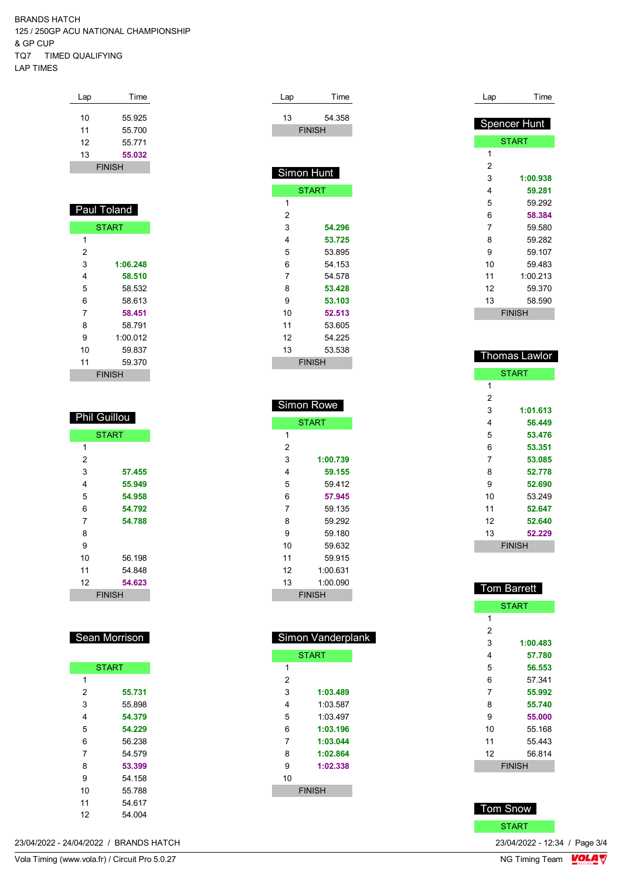BRANDS HATCH
125 / 250GP ACU NATIONAL CHAMPIONSHIP
& GP CUP
TQ7 TIMED QUALIFYING
LAP TIMES

| Lap | Time |
|---|---|
| 10 | 55.925 |
| 11 | 55.700 |
| 12 | 55.771 |
| 13 | **55.032** |
| FINISH | |

## Paul Toland

| Lap | Time |
|---|---|
| START | |
| 1 | |
| 2 | |
| 3 | **1:06.248** |
| 4 | **58.510** |
| 5 | 58.532 |
| 6 | 58.613 |
| 7 | **58.451** |
| 8 | 58.791 |
| 9 | 1:00.012 |
| 10 | 59.837 |
| 11 | 59.370 |
| FINISH | |

## Phil Guillou

| Lap | Time |
|---|---|
| START | |
| 1 | |
| 2 | |
| 3 | **57.455** |
| 4 | **55.949** |
| 5 | **54.958** |
| 6 | **54.792** |
| 7 | **54.788** |
| 8 | |
| 9 | |
| 10 | 56.198 |
| 11 | 54.848 |
| 12 | **54.623** |
| FINISH | |

## Sean Morrison

| Lap | Time |
|---|---|
| START | |
| 1 | |
| 2 | **55.731** |
| 3 | 55.898 |
| 4 | **54.379** |
| 5 | **54.229** |
| 6 | 56.238 |
| 7 | 54.579 |
| 8 | **53.399** |
| 9 | 54.158 |
| 10 | 55.788 |
| 11 | 54.617 |
| 12 | 54.004 |

| Lap | Time |
|---|---|
| 13 | 54.358 |
| FINISH | |

## Simon Hunt

| Lap | Time |
|---|---|
| START | |
| 1 | |
| 2 | |
| 3 | **54.296** |
| 4 | **53.725** |
| 5 | 53.895 |
| 6 | 54.153 |
| 7 | 54.578 |
| 8 | **53.428** |
| 9 | **53.103** |
| 10 | **52.513** |
| 11 | 53.605 |
| 12 | 54.225 |
| 13 | 53.538 |
| FINISH | |

## Simon Rowe

| Lap | Time |
|---|---|
| START | |
| 1 | |
| 2 | |
| 3 | **1:00.739** |
| 4 | **59.155** |
| 5 | 59.412 |
| 6 | **57.945** |
| 7 | 59.135 |
| 8 | 59.292 |
| 9 | 59.180 |
| 10 | 59.632 |
| 11 | 59.915 |
| 12 | 1:00.631 |
| 13 | 1:00.090 |
| FINISH | |

## Simon Vanderplank

| Lap | Time |
|---|---|
| START | |
| 1 | |
| 2 | |
| 3 | **1:03.489** |
| 4 | 1:03.587 |
| 5 | 1:03.497 |
| 6 | **1:03.196** |
| 7 | **1:03.044** |
| 8 | **1:02.864** |
| 9 | **1:02.338** |
| 10 | |
| FINISH | |

## Spencer Hunt

| Lap | Time |
|---|---|
| START | |
| 1 | |
| 2 | |
| 3 | **1:00.938** |
| 4 | **59.281** |
| 5 | 59.292 |
| 6 | **58.384** |
| 7 | 59.580 |
| 8 | 59.282 |
| 9 | 59.107 |
| 10 | 59.483 |
| 11 | 1:00.213 |
| 12 | 59.370 |
| 13 | 58.590 |
| FINISH | |

## Thomas Lawlor

| Lap | Time |
|---|---|
| START | |
| 1 | |
| 2 | |
| 3 | **1:01.613** |
| 4 | **56.449** |
| 5 | **53.476** |
| 6 | **53.351** |
| 7 | **53.085** |
| 8 | **52.778** |
| 9 | **52.690** |
| 10 | 53.249 |
| 11 | **52.647** |
| 12 | **52.640** |
| 13 | **52.229** |
| FINISH | |

## Tom Barrett

| Lap | Time |
|---|---|
| START | |
| 1 | |
| 2 | |
| 3 | **1:00.483** |
| 4 | **57.780** |
| 5 | **56.553** |
| 6 | 57.341 |
| 7 | **55.992** |
| 8 | **55.740** |
| 9 | **55.000** |
| 10 | 55.168 |
| 11 | 55.443 |
| 12 | 56.814 |
| FINISH | |

## Tom Snow

| Lap | Time |
|---|---|
| START | |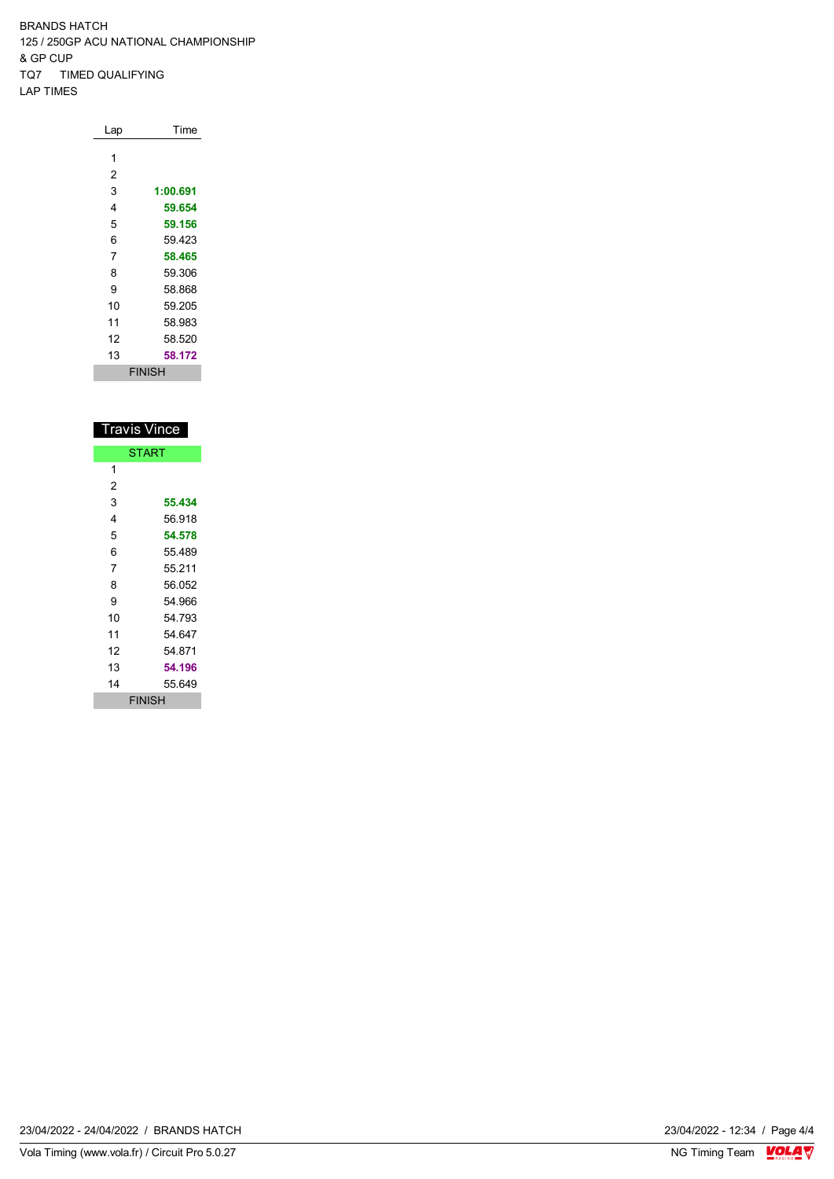BRANDS HATCH
125 / 250GP ACU NATIONAL CHAMPIONSHIP
& GP CUP
TQ7 TIMED QUALIFYING
LAP TIMES

| Lap | Time |
|---|---|
| 1 | |
| 2 | |
| 3 | **1:00.691** |
| 4 | **59.654** |
| 5 | **59.156** |
| 6 | 59.423 |
| 7 | **58.465** |
| 8 | 59.306 |
| 9 | 58.868 |
| 10 | 59.205 |
| 11 | 58.983 |
| 12 | 58.520 |
| 13 | **58.172** |
| FINISH | |

## Travis Vince

| Lap | Time |
|---|---|
| START | |
| 1 | |
| 2 | |
| 3 | **55.434** |
| 4 | 56.918 |
| 5 | **54.578** |
| 6 | 55.489 |
| 7 | 55.211 |
| 8 | 56.052 |
| 9 | 54.966 |
| 10 | 54.793 |
| 11 | 54.647 |
| 12 | 54.871 |
| 13 | **54.196** |
| 14 | 55.649 |
| FINISH | |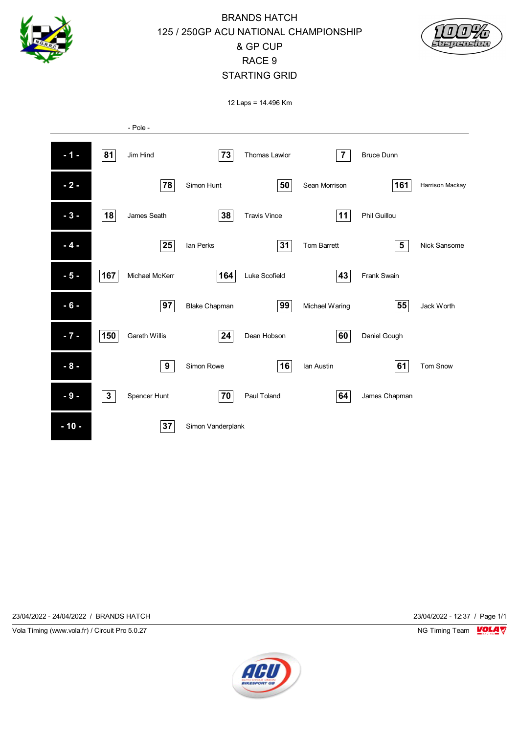# BRANDS HATCH
## 125 / 250GP ACU NATIONAL CHAMPIONSHIP & GP CUP
## RACE 9
## STARTING GRID

12 Laps = 14.496 Km

- Pole -

| Row | No. | Rider | No. | Rider | No. | Rider |
|---|---|---|---|---|---|---|
| - 1 - | 81 | Jim Hind | 73 | Thomas Lawlor | 7 | Bruce Dunn |
| - 2 - | 78 | Simon Hunt | 50 | Sean Morrison | 161 | Harrison Mackay |
| - 3 - | 18 | James Seath | 38 | Travis Vince | 11 | Phil Guillou |
| - 4 - | 25 | Ian Perks | 31 | Tom Barrett | 5 | Nick Sansome |
| - 5 - | 167 | Michael McKerr | 164 | Luke Scofield | 43 | Frank Swain |
| - 6 - | 97 | Blake Chapman | 99 | Michael Waring | 55 | Jack Worth |
| - 7 - | 150 | Gareth Willis | 24 | Dean Hobson | 60 | Daniel Gough |
| - 8 - | 9 | Simon Rowe | 16 | Ian Austin | 61 | Tom Snow |
| - 9 - | 3 | Spencer Hunt | 70 | Paul Toland | 64 | James Chapman |
| - 10 - | 37 | Simon Vanderplank | | | | |

23/04/2022 - 24/04/2022 / BRANDS HATCH

23/04/2022 - 12:37

Vola Timing (www.vola.fr) / Circuit Pro 5.0.27

NG Timing Team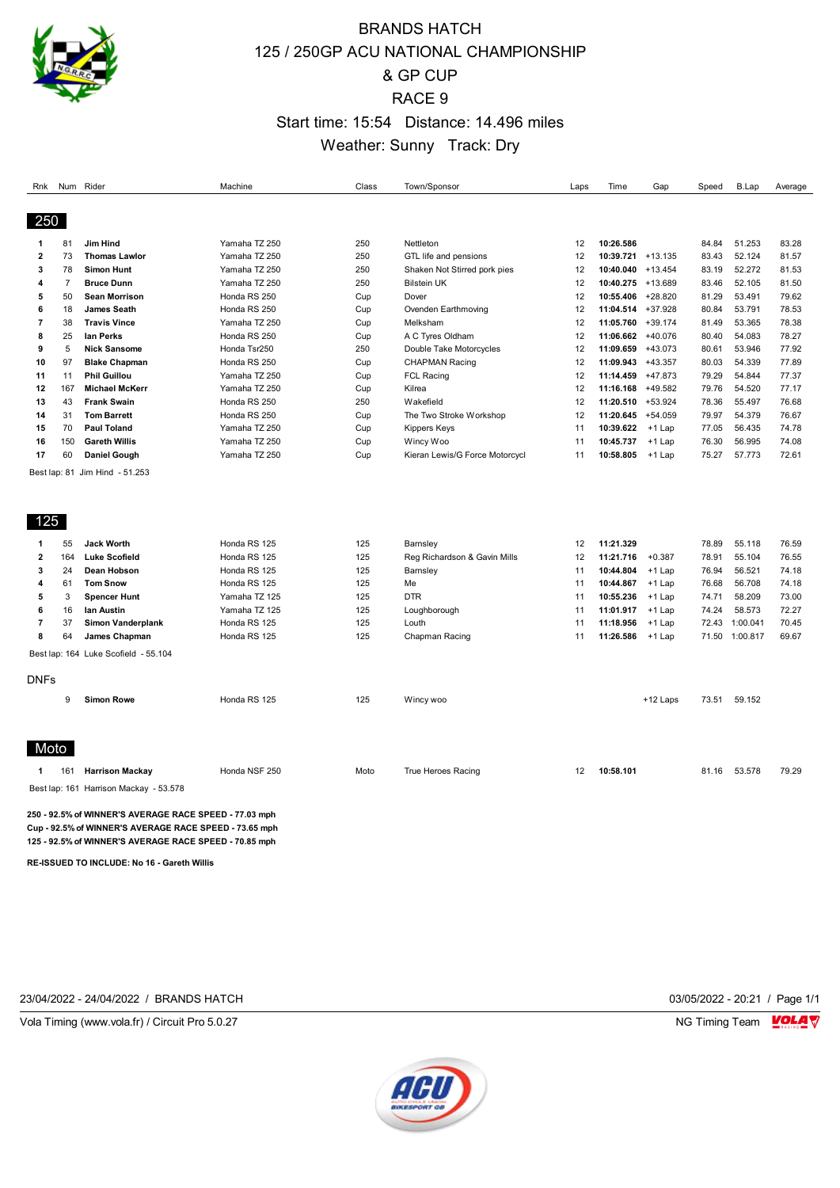# BRANDS HATCH

# 125 / 250GP ACU NATIONAL CHAMPIONSHIP

# & GP CUP

# RACE 9

Start time: 15:54 Distance: 14.496 miles

Weather: Sunny Track: Dry

## 250

| Rnk | Num | Rider | Machine | Class | Town/Sponsor | Laps | Time | Gap | Speed | B.Lap | Average |
|---|---|---|---|---|---|---|---|---|---|---|---|
| 1 | 81 | **Jim Hind** | Yamaha TZ 250 | 250 | Nettleton | 12 | **10:26.586** | | 84.84 | 51.253 | 83.28 |
| 2 | 73 | **Thomas Lawlor** | Yamaha TZ 250 | 250 | GTL life and pensions | 12 | **10:39.721** | +13.135 | 83.43 | 52.124 | 81.57 |
| 3 | 78 | **Simon Hunt** | Yamaha TZ 250 | 250 | Shaken Not Stirred pork pies | 12 | **10:40.040** | +13.454 | 83.19 | 52.272 | 81.53 |
| 4 | 7 | **Bruce Dunn** | Yamaha TZ 250 | 250 | Bilstein UK | 12 | **10:40.275** | +13.689 | 83.46 | 52.105 | 81.50 |
| 5 | 50 | **Sean Morrison** | Honda RS 250 | Cup | Dover | 12 | **10:55.406** | +28.820 | 81.29 | 53.491 | 79.62 |
| 6 | 18 | **James Seath** | Honda RS 250 | Cup | Ovenden Earthmoving | 12 | **11:04.514** | +37.928 | 80.84 | 53.791 | 78.53 |
| 7 | 38 | **Travis Vince** | Yamaha TZ 250 | Cup | Melksham | 12 | **11:05.760** | +39.174 | 81.49 | 53.365 | 78.38 |
| 8 | 25 | **Ian Perks** | Honda RS 250 | Cup | A C Tyres Oldham | 12 | **11:06.662** | +40.076 | 80.40 | 54.083 | 78.27 |
| 9 | 5 | **Nick Sansome** | Honda Tsr250 | 250 | Double Take Motorcycles | 12 | **11:09.659** | +43.073 | 80.61 | 53.946 | 77.92 |
| 10 | 97 | **Blake Chapman** | Honda RS 250 | Cup | CHAPMAN Racing | 12 | **11:09.943** | +43.357 | 80.03 | 54.339 | 77.89 |
| 11 | 11 | **Phil Guillou** | Yamaha TZ 250 | Cup | FCL Racing | 12 | **11:14.459** | +47.873 | 79.29 | 54.844 | 77.37 |
| 12 | 167 | **Michael McKerr** | Yamaha TZ 250 | Cup | Kilrea | 12 | **11:16.168** | +49.582 | 79.76 | 54.520 | 77.17 |
| 13 | 43 | **Frank Swain** | Honda RS 250 | 250 | Wakefield | 12 | **11:20.510** | +53.924 | 78.36 | 55.497 | 76.68 |
| 14 | 31 | **Tom Barrett** | Honda RS 250 | Cup | The Two Stroke Workshop | 12 | **11:20.645** | +54.059 | 79.97 | 54.379 | 76.67 |
| 15 | 70 | **Paul Toland** | Yamaha TZ 250 | Cup | Kippers Keys | 11 | **10:39.622** | +1 Lap | 77.05 | 56.435 | 74.78 |
| 16 | 150 | **Gareth Willis** | Yamaha TZ 250 | Cup | Wincy Woo | 11 | **10:45.737** | +1 Lap | 76.30 | 56.995 | 74.08 |
| 17 | 60 | **Daniel Gough** | Yamaha TZ 250 | Cup | Kieran Lewis/G Force Motorcycl | 11 | **10:58.805** | +1 Lap | 75.27 | 57.773 | 72.61 |

Best lap: 81 Jim Hind - 51.253

## 125

| Rnk | Num | Rider | Machine | Class | Town/Sponsor | Laps | Time | Gap | Speed | B.Lap | Average |
|---|---|---|---|---|---|---|---|---|---|---|---|
| 1 | 55 | **Jack Worth** | Honda RS 125 | 125 | Barnsley | 12 | **11:21.329** | | 78.89 | 55.118 | 76.59 |
| 2 | 164 | **Luke Scofield** | Honda RS 125 | 125 | Reg Richardson & Gavin Mills | 12 | **11:21.716** | +0.387 | 78.91 | 55.104 | 76.55 |
| 3 | 24 | **Dean Hobson** | Honda RS 125 | 125 | Barnsley | 11 | **10:44.804** | +1 Lap | 76.94 | 56.521 | 74.18 |
| 4 | 61 | **Tom Snow** | Honda RS 125 | 125 | Me | 11 | **10:44.867** | +1 Lap | 76.68 | 56.708 | 74.18 |
| 5 | 3 | **Spencer Hunt** | Yamaha TZ 125 | 125 | DTR | 11 | **10:55.236** | +1 Lap | 74.71 | 58.209 | 73.00 |
| 6 | 16 | **Ian Austin** | Yamaha TZ 125 | 125 | Loughborough | 11 | **11:01.917** | +1 Lap | 74.24 | 58.573 | 72.27 |
| 7 | 37 | **Simon Vanderplank** | Honda RS 125 | 125 | Louth | 11 | **11:18.956** | +1 Lap | 72.43 | 1:00.041 | 70.45 |
| 8 | 64 | **James Chapman** | Honda RS 125 | 125 | Chapman Racing | 11 | **11:26.586** | +1 Lap | 71.50 | 1:00.817 | 69.67 |

Best lap: 164 Luke Scofield - 55.104

DNFs

| Rnk | Num | Rider | Machine | Class | Town/Sponsor | Laps | Time | Gap | Speed | B.Lap | Average |
|---|---|---|---|---|---|---|---|---|---|---|---|
| | 9 | **Simon Rowe** | Honda RS 125 | 125 | Wincy woo | | | +12 Laps | 73.51 | 59.152 | |

## Moto

| Rnk | Num | Rider | Machine | Class | Town/Sponsor | Laps | Time | Gap | Speed | B.Lap | Average |
|---|---|---|---|---|---|---|---|---|---|---|---|
| 1 | 161 | **Harrison Mackay** | Honda NSF 250 | Moto | True Heroes Racing | 12 | **10:58.101** | | 81.16 | 53.578 | 79.29 |

Best lap: 161 Harrison Mackay - 53.578

**250 - 92.5% of WINNER'S AVERAGE RACE SPEED - 77.03 mph**
**Cup - 92.5% of WINNER'S AVERAGE RACE SPEED - 73.65 mph**
**125 - 92.5% of WINNER'S AVERAGE RACE SPEED - 70.85 mph**

**RE-ISSUED TO INCLUDE: No 16 - Gareth Willis**

23/04/2022 - 24/04/2022 / BRANDS HATCH 03/05/2022 - 20:21

Vola Timing (www.vola.fr) / Circuit Pro 5.0.27 NG Timing Team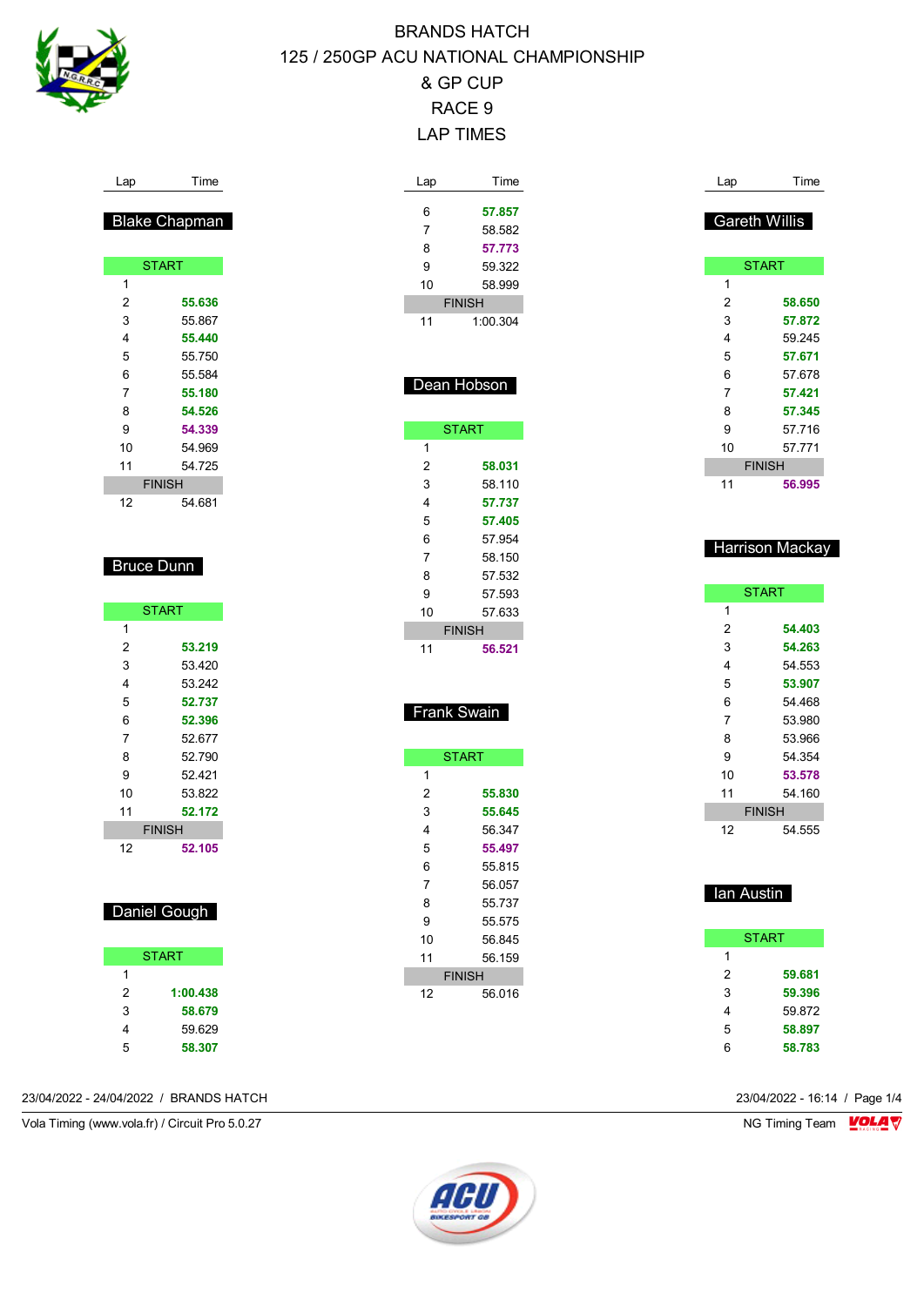# BRANDS HATCH

## 125 / 250GP ACU NATIONAL CHAMPIONSHIP

## & GP CUP

## RACE 9

## LAP TIMES

### Blake Chapman

| Lap | Time |
|---|---|
| START | |
| 1 | |
| 2 | 55.636 |
| 3 | 55.867 |
| 4 | 55.440 |
| 5 | 55.750 |
| 6 | 55.584 |
| 7 | 55.180 |
| 8 | 54.526 |
| 9 | 54.339 |
| 10 | 54.969 |
| 11 | 54.725 |
| FINISH | |
| 12 | 54.681 |

### Bruce Dunn

| Lap | Time |
|---|---|
| START | |
| 1 | |
| 2 | 53.219 |
| 3 | 53.420 |
| 4 | 53.242 |
| 5 | 52.737 |
| 6 | 52.396 |
| 7 | 52.677 |
| 8 | 52.790 |
| 9 | 52.421 |
| 10 | 53.822 |
| 11 | 52.172 |
| FINISH | |
| 12 | 52.105 |

### Daniel Gough

| Lap | Time |
|---|---|
| START | |
| 1 | |
| 2 | 1:00.438 |
| 3 | 58.679 |
| 4 | 59.629 |
| 5 | 58.307 |
| 6 | 57.857 |
| 7 | 58.582 |
| 8 | 57.773 |
| 9 | 59.322 |
| 10 | 58.999 |
| FINISH | |
| 11 | 1:00.304 |

### Dean Hobson

| Lap | Time |
|---|---|
| START | |
| 1 | |
| 2 | 58.031 |
| 3 | 58.110 |
| 4 | 57.737 |
| 5 | 57.405 |
| 6 | 57.954 |
| 7 | 58.150 |
| 8 | 57.532 |
| 9 | 57.593 |
| 10 | 57.633 |
| FINISH | |
| 11 | 56.521 |

### Frank Swain

| Lap | Time |
|---|---|
| START | |
| 1 | |
| 2 | 55.830 |
| 3 | 55.645 |
| 4 | 56.347 |
| 5 | 55.497 |
| 6 | 55.815 |
| 7 | 56.057 |
| 8 | 55.737 |
| 9 | 55.575 |
| 10 | 56.845 |
| 11 | 56.159 |
| FINISH | |
| 12 | 56.016 |

### Gareth Willis

| Lap | Time |
|---|---|
| START | |
| 1 | |
| 2 | 58.650 |
| 3 | 57.872 |
| 4 | 59.245 |
| 5 | 57.671 |
| 6 | 57.678 |
| 7 | 57.421 |
| 8 | 57.345 |
| 9 | 57.716 |
| 10 | 57.771 |
| FINISH | |
| 11 | 56.995 |

### Harrison Mackay

| Lap | Time |
|---|---|
| START | |
| 1 | |
| 2 | 54.403 |
| 3 | 54.263 |
| 4 | 54.553 |
| 5 | 53.907 |
| 6 | 54.468 |
| 7 | 53.980 |
| 8 | 53.966 |
| 9 | 54.354 |
| 10 | 53.578 |
| 11 | 54.160 |
| FINISH | |
| 12 | 54.555 |

### Ian Austin

| Lap | Time |
|---|---|
| START | |
| 1 | |
| 2 | 59.681 |
| 3 | 59.396 |
| 4 | 59.872 |
| 5 | 58.897 |
| 6 | 58.783 |

23/04/2022 - 24/04/2022 / BRANDS HATCH

23/04/2022 - 16:14

Vola Timing (www.vola.fr) / Circuit Pro 5.0.27

NG Timing Team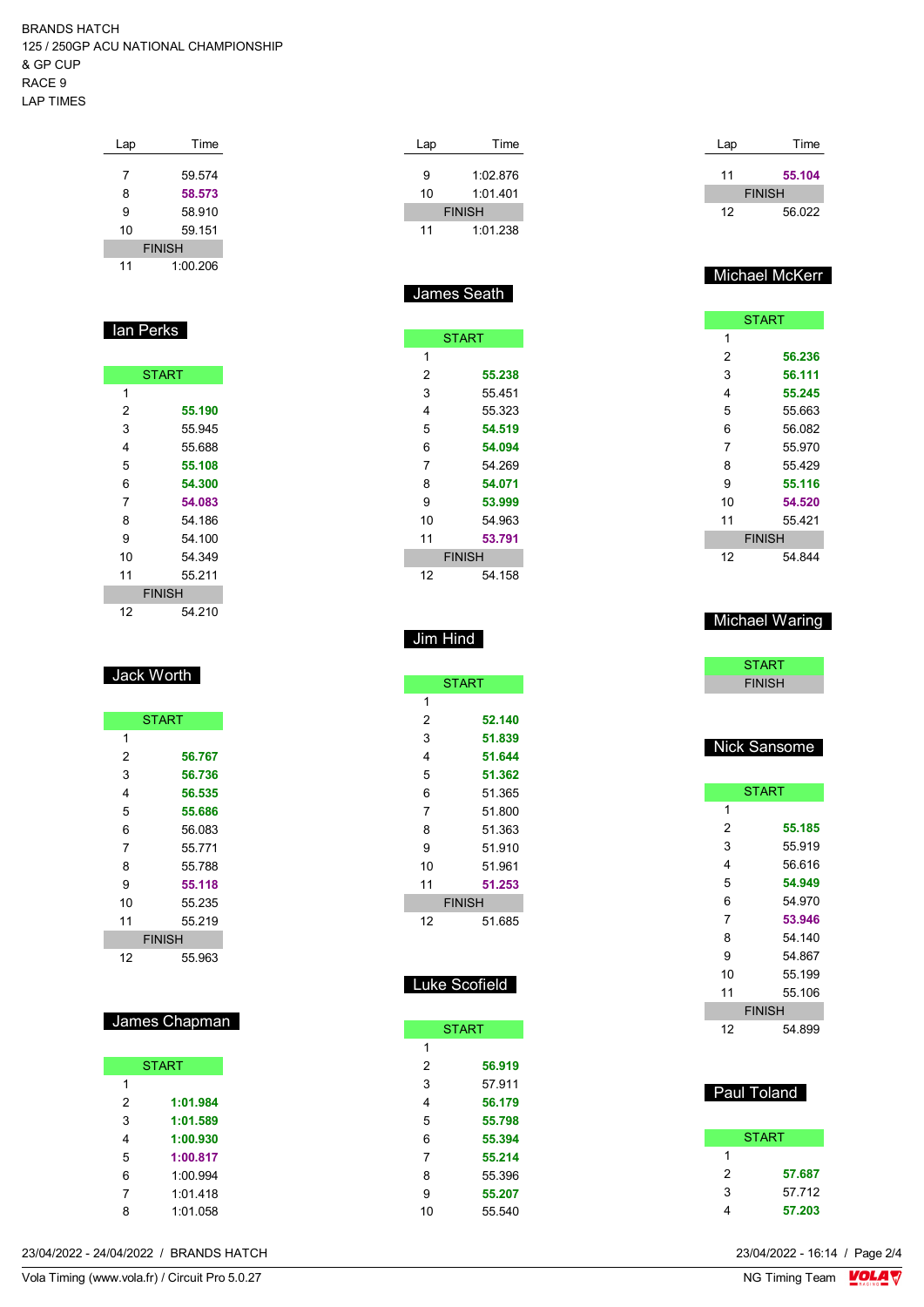BRANDS HATCH
125 / 250GP ACU NATIONAL CHAMPIONSHIP
& GP CUP
RACE 9
LAP TIMES

| Lap | Time |
|---|---|
| 7 | 59.574 |
| 8 | **58.573** |
| 9 | 58.910 |
| 10 | 59.151 |
| FINISH | |
| 11 | 1:00.206 |

## Ian Perks

| Lap | Time |
|---|---|
| START | |
| 1 | |
| 2 | **55.190** |
| 3 | 55.945 |
| 4 | 55.688 |
| 5 | **55.108** |
| 6 | **54.300** |
| 7 | **54.083** |
| 8 | 54.186 |
| 9 | 54.100 |
| 10 | 54.349 |
| 11 | 55.211 |
| FINISH | |
| 12 | 54.210 |

## Jack Worth

| Lap | Time |
|---|---|
| START | |
| 1 | |
| 2 | **56.767** |
| 3 | **56.736** |
| 4 | **56.535** |
| 5 | **55.686** |
| 6 | 56.083 |
| 7 | 55.771 |
| 8 | 55.788 |
| 9 | **55.118** |
| 10 | 55.235 |
| 11 | 55.219 |
| FINISH | |
| 12 | 55.963 |

## James Chapman

| Lap | Time |
|---|---|
| START | |
| 1 | |
| 2 | **1:01.984** |
| 3 | **1:01.589** |
| 4 | **1:00.930** |
| 5 | **1:00.817** |
| 6 | 1:00.994 |
| 7 | 1:01.418 |
| 8 | 1:01.058 |

| Lap | Time |
|---|---|
| 9 | 1:02.876 |
| 10 | 1:01.401 |
| FINISH | |
| 11 | 1:01.238 |

## James Seath

| Lap | Time |
|---|---|
| START | |
| 1 | |
| 2 | **55.238** |
| 3 | 55.451 |
| 4 | 55.323 |
| 5 | **54.519** |
| 6 | **54.094** |
| 7 | 54.269 |
| 8 | **54.071** |
| 9 | **53.999** |
| 10 | 54.963 |
| 11 | **53.791** |
| FINISH | |
| 12 | 54.158 |

## Jim Hind

| Lap | Time |
|---|---|
| START | |
| 1 | |
| 2 | **52.140** |
| 3 | **51.839** |
| 4 | **51.644** |
| 5 | **51.362** |
| 6 | 51.365 |
| 7 | 51.800 |
| 8 | 51.363 |
| 9 | 51.910 |
| 10 | 51.961 |
| 11 | **51.253** |
| FINISH | |
| 12 | 51.685 |

## Luke Scofield

| Lap | Time |
|---|---|
| START | |
| 1 | |
| 2 | **56.919** |
| 3 | 57.911 |
| 4 | **56.179** |
| 5 | **55.798** |
| 6 | **55.394** |
| 7 | **55.214** |
| 8 | 55.396 |
| 9 | **55.207** |
| 10 | 55.540 |

| Lap | Time |
|---|---|
| 11 | **55.104** |
| FINISH | |
| 12 | 56.022 |

## Michael McKerr

| Lap | Time |
|---|---|
| START | |
| 1 | |
| 2 | **56.236** |
| 3 | **56.111** |
| 4 | **55.245** |
| 5 | 55.663 |
| 6 | 56.082 |
| 7 | 55.970 |
| 8 | 55.429 |
| 9 | **55.116** |
| 10 | **54.520** |
| 11 | 55.421 |
| FINISH | |
| 12 | 54.844 |

## Michael Waring

| Lap | Time |
|---|---|
| START | |
| FINISH | |

## Nick Sansome

| Lap | Time |
|---|---|
| START | |
| 1 | |
| 2 | **55.185** |
| 3 | 55.919 |
| 4 | 56.616 |
| 5 | **54.949** |
| 6 | 54.970 |
| 7 | **53.946** |
| 8 | 54.140 |
| 9 | 54.867 |
| 10 | 55.199 |
| 11 | 55.106 |
| FINISH | |
| 12 | 54.899 |

## Paul Toland

| Lap | Time |
|---|---|
| START | |
| 1 | |
| 2 | **57.687** |
| 3 | 57.712 |
| 4 | **57.203** |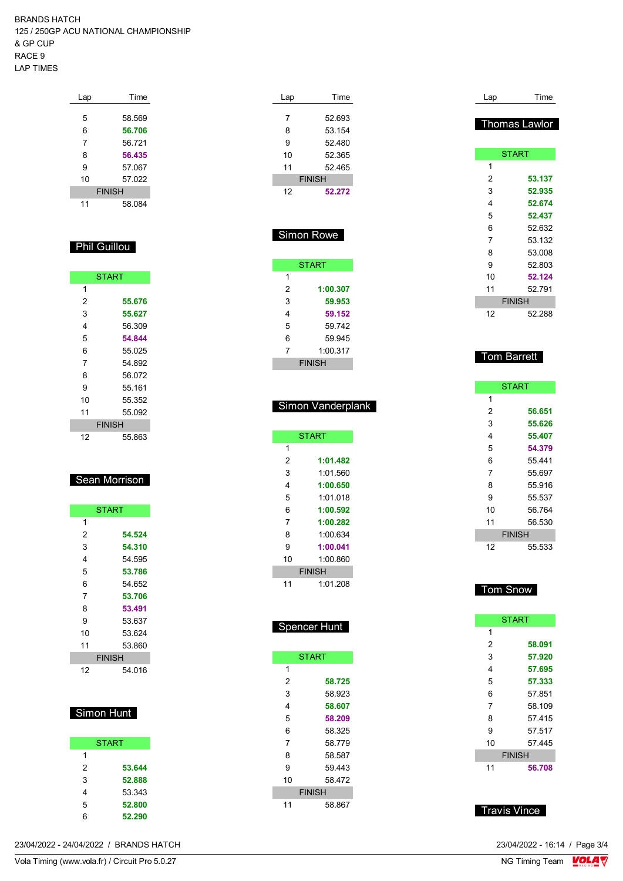BRANDS HATCH
125 / 250GP ACU NATIONAL CHAMPIONSHIP
& GP CUP
RACE 9
LAP TIMES

| Lap | Time |
|---|---|
| 5 | 58.569 |
| 6 | **56.706** |
| 7 | 56.721 |
| 8 | **56.435** |
| 9 | 57.067 |
| 10 | 57.022 |
| FINISH | |
| 11 | 58.084 |

## Phil Guillou

| Lap | Time |
|---|---|
| START | |
| 1 | |
| 2 | **55.676** |
| 3 | **55.627** |
| 4 | 56.309 |
| 5 | **54.844** |
| 6 | 55.025 |
| 7 | 54.892 |
| 8 | 56.072 |
| 9 | 55.161 |
| 10 | 55.352 |
| 11 | 55.092 |
| FINISH | |
| 12 | 55.863 |

## Sean Morrison

| Lap | Time |
|---|---|
| START | |
| 1 | |
| 2 | **54.524** |
| 3 | **54.310** |
| 4 | 54.595 |
| 5 | **53.786** |
| 6 | 54.652 |
| 7 | **53.706** |
| 8 | **53.491** |
| 9 | 53.637 |
| 10 | 53.624 |
| 11 | 53.860 |
| FINISH | |
| 12 | 54.016 |

## Simon Hunt

| Lap | Time |
|---|---|
| START | |
| 1 | |
| 2 | **53.644** |
| 3 | **52.888** |
| 4 | 53.343 |
| 5 | **52.800** |
| 6 | **52.290** |

| Lap | Time |
|---|---|
| 7 | 52.693 |
| 8 | 53.154 |
| 9 | 52.480 |
| 10 | 52.365 |
| 11 | 52.465 |
| FINISH | |
| 12 | **52.272** |

## Simon Rowe

| Lap | Time |
|---|---|
| START | |
| 1 | |
| 2 | **1:00.307** |
| 3 | **59.953** |
| 4 | **59.152** |
| 5 | 59.742 |
| 6 | 59.945 |
| 7 | 1:00.317 |
| FINISH | |

## Simon Vanderplank

| Lap | Time |
|---|---|
| START | |
| 1 | |
| 2 | **1:01.482** |
| 3 | 1:01.560 |
| 4 | **1:00.650** |
| 5 | 1:01.018 |
| 6 | **1:00.592** |
| 7 | **1:00.282** |
| 8 | 1:00.634 |
| 9 | **1:00.041** |
| 10 | 1:00.860 |
| FINISH | |
| 11 | 1:01.208 |

## Spencer Hunt

| Lap | Time |
|---|---|
| START | |
| 1 | |
| 2 | **58.725** |
| 3 | 58.923 |
| 4 | **58.607** |
| 5 | **58.209** |
| 6 | 58.325 |
| 7 | 58.779 |
| 8 | 58.587 |
| 9 | 59.443 |
| 10 | 58.472 |
| FINISH | |
| 11 | 58.867 |

## Thomas Lawlor

| Lap | Time |
|---|---|
| START | |
| 1 | |
| 2 | **53.137** |
| 3 | **52.935** |
| 4 | **52.674** |
| 5 | **52.437** |
| 6 | 52.632 |
| 7 | 53.132 |
| 8 | 53.008 |
| 9 | 52.803 |
| 10 | **52.124** |
| 11 | 52.791 |
| FINISH | |
| 12 | 52.288 |

## Tom Barrett

| Lap | Time |
|---|---|
| START | |
| 1 | |
| 2 | **56.651** |
| 3 | **55.626** |
| 4 | **55.407** |
| 5 | **54.379** |
| 6 | 55.441 |
| 7 | 55.697 |
| 8 | 55.916 |
| 9 | 55.537 |
| 10 | 56.764 |
| 11 | 56.530 |
| FINISH | |
| 12 | 55.533 |

## Tom Snow

| Lap | Time |
|---|---|
| START | |
| 1 | |
| 2 | **58.091** |
| 3 | **57.920** |
| 4 | **57.695** |
| 5 | **57.333** |
| 6 | 57.851 |
| 7 | 58.109 |
| 8 | 57.415 |
| 9 | 57.517 |
| 10 | 57.445 |
| FINISH | |
| 11 | **56.708** |

## Travis Vince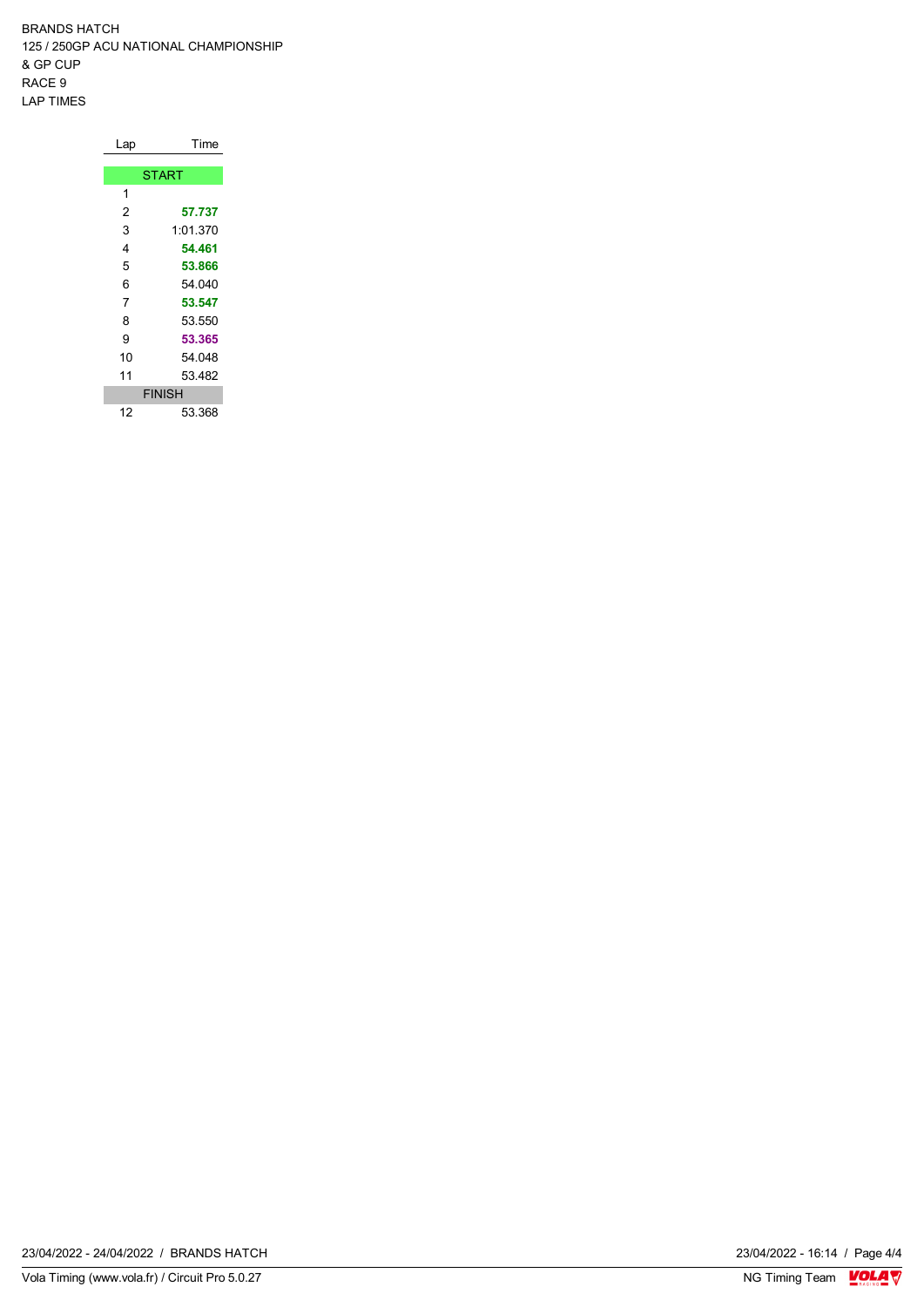BRANDS HATCH
125 / 250GP ACU NATIONAL CHAMPIONSHIP
& GP CUP
RACE 9
LAP TIMES

| Lap | Time |
|---|---|
| START | |
| 1 | |
| 2 | **57.737** |
| 3 | 1:01.370 |
| 4 | **54.461** |
| 5 | **53.866** |
| 6 | 54.040 |
| 7 | **53.547** |
| 8 | 53.550 |
| 9 | **53.365** |
| 10 | 54.048 |
| 11 | 53.482 |
| FINISH | |
| 12 | 53.368 |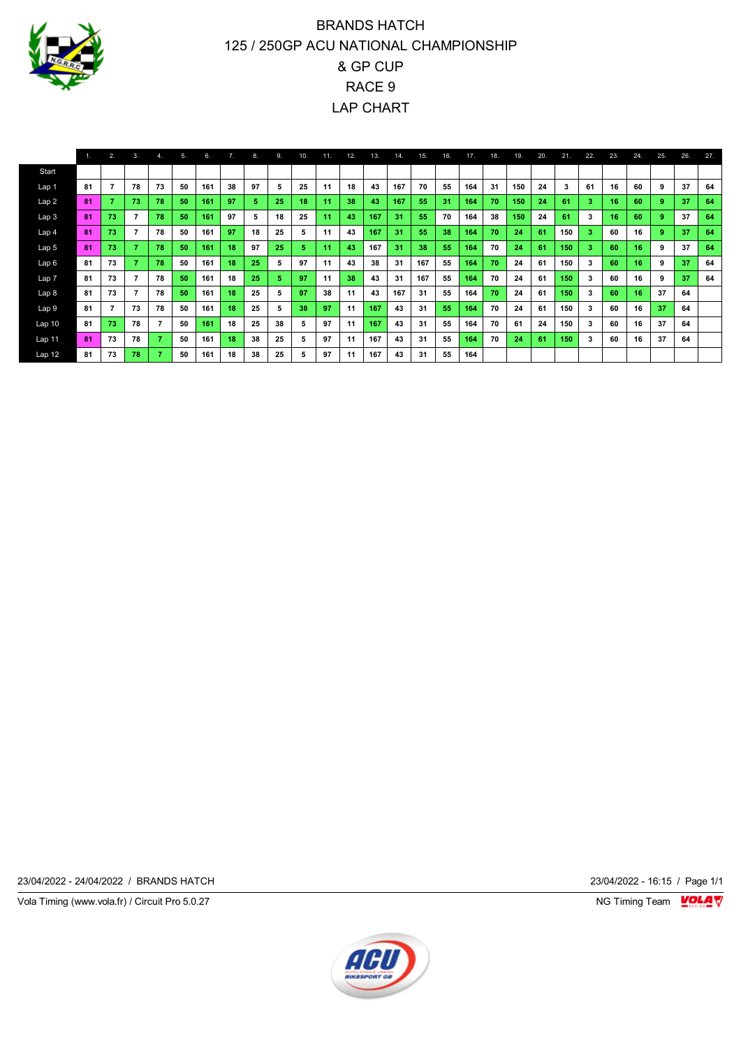# BRANDS HATCH
# 125 / 250GP ACU NATIONAL CHAMPIONSHIP
# & GP CUP
# RACE 9
# LAP CHART

| | 1. | 2. | 3. | 4. | 5. | 6. | 7. | 8. | 9. | 10. | 11. | 12. | 13. | 14. | 15. | 16. | 17. | 18. | 19. | 20. | 21. | 22. | 23. | 24. | 25. | 26. | 27. |
|---|---|---|---|---|---|---|---|---|---|---|---|---|---|---|---|---|---|---|---|---|---|---|---|---|---|---|---|
| Start | | | | | | | | | | | | | | | | | | | | | | | | | | | |
| Lap 1 | 81 | 7 | 78 | 73 | 50 | 161 | 38 | 97 | 5 | 25 | 11 | 18 | 43 | 167 | 70 | 55 | 164 | 31 | 150 | 24 | 3 | 61 | 16 | 60 | 9 | 37 | 64 |
| Lap 2 | 81 | 7 | 73 | 78 | 50 | 161 | 97 | 5 | 25 | 18 | 11 | 38 | 43 | 167 | 55 | 31 | 164 | 70 | 150 | 24 | 61 | 3 | 16 | 60 | 9 | 37 | 64 |
| Lap 3 | 81 | 73 | 7 | 78 | 50 | 161 | 97 | 5 | 18 | 25 | 11 | 43 | 167 | 31 | 55 | 70 | 164 | 38 | 150 | 24 | 61 | 3 | 16 | 60 | 9 | 37 | 64 |
| Lap 4 | 81 | 73 | 7 | 78 | 50 | 161 | 97 | 18 | 25 | 5 | 11 | 43 | 167 | 31 | 55 | 38 | 164 | 70 | 24 | 61 | 150 | 3 | 60 | 16 | 9 | 37 | 64 |
| Lap 5 | 81 | 73 | 7 | 78 | 50 | 161 | 18 | 97 | 25 | 5 | 11 | 43 | 167 | 31 | 38 | 55 | 164 | 70 | 24 | 61 | 150 | 3 | 60 | 16 | 9 | 37 | 64 |
| Lap 6 | 81 | 73 | 7 | 78 | 50 | 161 | 18 | 25 | 5 | 97 | 11 | 43 | 38 | 31 | 167 | 55 | 164 | 70 | 24 | 61 | 150 | 3 | 60 | 16 | 9 | 37 | 64 |
| Lap 7 | 81 | 73 | 7 | 78 | 50 | 161 | 18 | 25 | 5 | 97 | 11 | 38 | 43 | 31 | 167 | 55 | 164 | 70 | 24 | 61 | 150 | 3 | 60 | 16 | 9 | 37 | 64 |
| Lap 8 | 81 | 73 | 7 | 78 | 50 | 161 | 18 | 25 | 5 | 97 | 38 | 11 | 43 | 167 | 31 | 55 | 164 | 70 | 24 | 61 | 150 | 3 | 60 | 16 | 37 | 64 | |
| Lap 9 | 81 | 7 | 73 | 78 | 50 | 161 | 18 | 25 | 5 | 38 | 97 | 11 | 167 | 43 | 31 | 55 | 164 | 70 | 24 | 61 | 150 | 3 | 60 | 16 | 37 | 64 | |
| Lap 10 | 81 | 73 | 78 | 7 | 50 | 161 | 18 | 25 | 38 | 5 | 97 | 11 | 167 | 43 | 31 | 55 | 164 | 70 | 61 | 24 | 150 | 3 | 60 | 16 | 37 | 64 | |
| Lap 11 | 81 | 73 | 78 | 7 | 50 | 161 | 18 | 38 | 25 | 5 | 97 | 11 | 167 | 43 | 31 | 55 | 164 | 70 | 24 | 61 | 150 | 3 | 60 | 16 | 37 | 64 | |
| Lap 12 | 81 | 73 | 78 | 7 | 50 | 161 | 18 | 38 | 25 | 5 | 97 | 11 | 167 | 43 | 31 | 55 | 164 | | | | | | | | | | |

23/04/2022 - 24/04/2022 / BRANDS HATCH

23/04/2022 - 16:15 / Page 1/1

Vola Timing (www.vola.fr) / Circuit Pro 5.0.27

NG Timing Team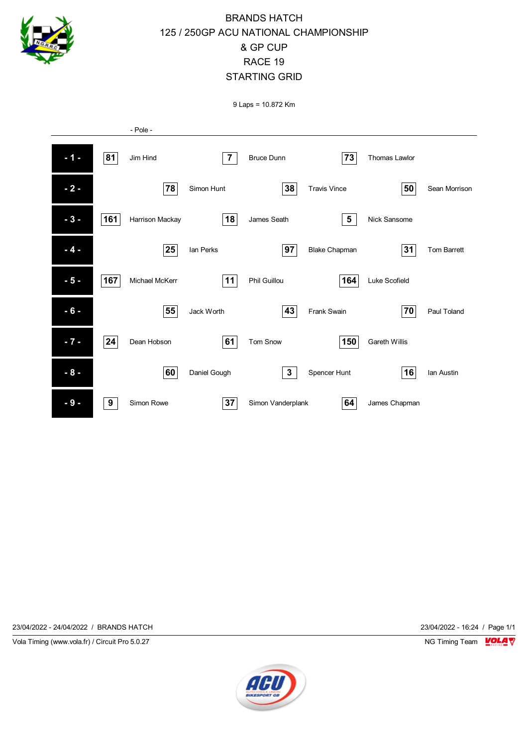# BRANDS HATCH

## 125 / 250GP ACU NATIONAL CHAMPIONSHIP

## & GP CUP

## RACE 19

## STARTING GRID

9 Laps = 10.872 Km

- Pole -

| Row | No. | Rider | No. | Rider | No. | Rider |
|---|---|---|---|---|---|---|
| - 1 - | 81 | Jim Hind | 7 | Bruce Dunn | 73 | Thomas Lawlor |
| - 2 - | 78 | Simon Hunt | 38 | Travis Vince | 50 | Sean Morrison |
| - 3 - | 161 | Harrison Mackay | 18 | James Seath | 5 | Nick Sansome |
| - 4 - | 25 | Ian Perks | 97 | Blake Chapman | 31 | Tom Barrett |
| - 5 - | 167 | Michael McKerr | 11 | Phil Guillou | 164 | Luke Scofield |
| - 6 - | 55 | Jack Worth | 43 | Frank Swain | 70 | Paul Toland |
| - 7 - | 24 | Dean Hobson | 61 | Tom Snow | 150 | Gareth Willis |
| - 8 - | 60 | Daniel Gough | 3 | Spencer Hunt | 16 | Ian Austin |
| - 9 - | 9 | Simon Rowe | 37 | Simon Vanderplank | 64 | James Chapman |

23/04/2022 - 24/04/2022 / BRANDS HATCH

23/04/2022 - 16:24

Vola Timing (www.vola.fr) / Circuit Pro 5.0.27

NG Timing Team